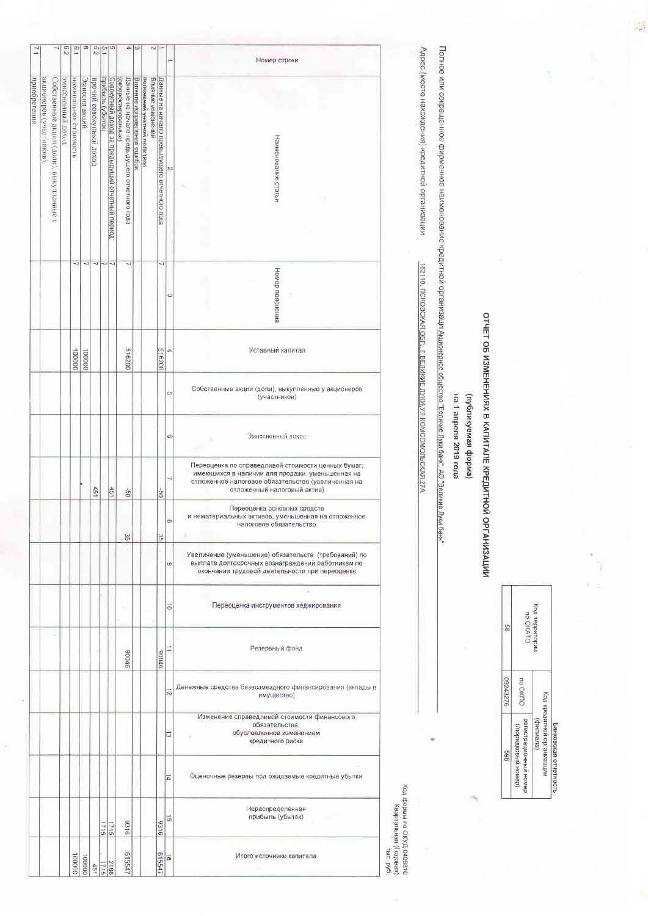Банковская отчетность

| Код территории по ОКАТО | Код кредитной организации (филиала) | |
|---|---|---|
| | по ОКПО | регистрационный номер (/порядковый номер) |
| 58 | 09243276 | 598 |

# ОТЧЕТ ОБ ИЗМЕНЕНИЯХ В КАПИТАЛЕ КРЕДИТНОЙ ОРГАНИЗАЦИИ

## (публикуемая форма)

## на 1 апреля 2019 года

Полное или сокращенное фирменное наименование кредитной организации Акционерное общество "Великие Луки банк", АО "Великие Луки банк"

Адрес (место нахождения) кредитной организации 182110, ПСКОВСКАЯ ОБЛ., Г.ВЕЛИКИЕ ЛУКИ,УЛ.КОМСОМОЛЬСКАЯ,27А

Код формы по ОКУД 0409810

Квартальная (Годовая)

тыс. руб.

| Номер строки | Наименование статьи | Номер пояснения | Уставный капитал | Собственные акции (доли), выкупленные у акционеров (участников) | Эмиссионный доход | Переоценка по справедливой стоимости ценных бумаг, имеющихся в наличии для продажи, уменьшенная на отложенное налоговое обязательство (увеличенная на отложенный налоговый актив) | Переоценка основных средств и нематериальных активов, уменьшенная на отложенное налоговое обязательство | Увеличение (уменьшение) обязательств (требований) по выплате долгосрочных вознаграждений работникам по окончании трудовой деятельности при переоценке | Переоценка инструментов хеджирования | Резервный фонд | Денежные средства безвозмездного финансирования (вклады в имущество) | Изменение справедливой стоимости финансового обязательства, обусловленное изменением кредитного риска | Оценочные резервы под ожидаемые кредитные убытки | Нераспределенная прибыль (убыток) | Итого источники капитала |
|---|---|---|---|---|---|---|---|---|---|---|---|---|---|---|---|
| 1 | 2 | 3 | 4 | 5 | 6 | 7 | 8 | 9 | 10 | 11 | 12 | 13 | 14 | 15 | 16 |
| 1 | Данные на начало предыдущего отчетного года | 7 | 516200 | | | -50 | 35 | | | 90046 | | | | 9316 | 615547 |
| 2 | Влияние изменений положений учетной политики | | | | | | | | | | | | | | |
| 3 | Влияние исправления ошибок | | | | | | | | | | | | | | |
| 4 | Данные на начало предыдущего отчетного года (скорректированные) | 7 | 516200 | | | -50 | 35 | | | 90046 | | | | 9316 | 615547 |
| 5 | Совокупный доход за предыдущий отчетный период: | 7 | | | | 451 | | | | | | | | 1715 | 2166 |
| 5.1 | прибыль (убыток) | 7 | | | | | | | | | | | | 1715 | 1715 |
| 5.2 | прочий совокупный доход | 7 | | | | 451 | | | | | | | | | 451 |
| 6 | Эмиссия акций | 7 | 100000 | | | | | | | | | | | | 100000 |
| 6.1 | номинальная стоимость | 7 | 100000 | | | | | | | | | | | | 100000 |
| 6.2 | эмиссионный доход | | | | | | | | | | | | | | |
| 7 | Собственные акции (доли), выкупленные у акционеров (участников): | | | | | | | | | | | | | | |
| 7.1 | приобретения | | | | | | | | | | | | | | |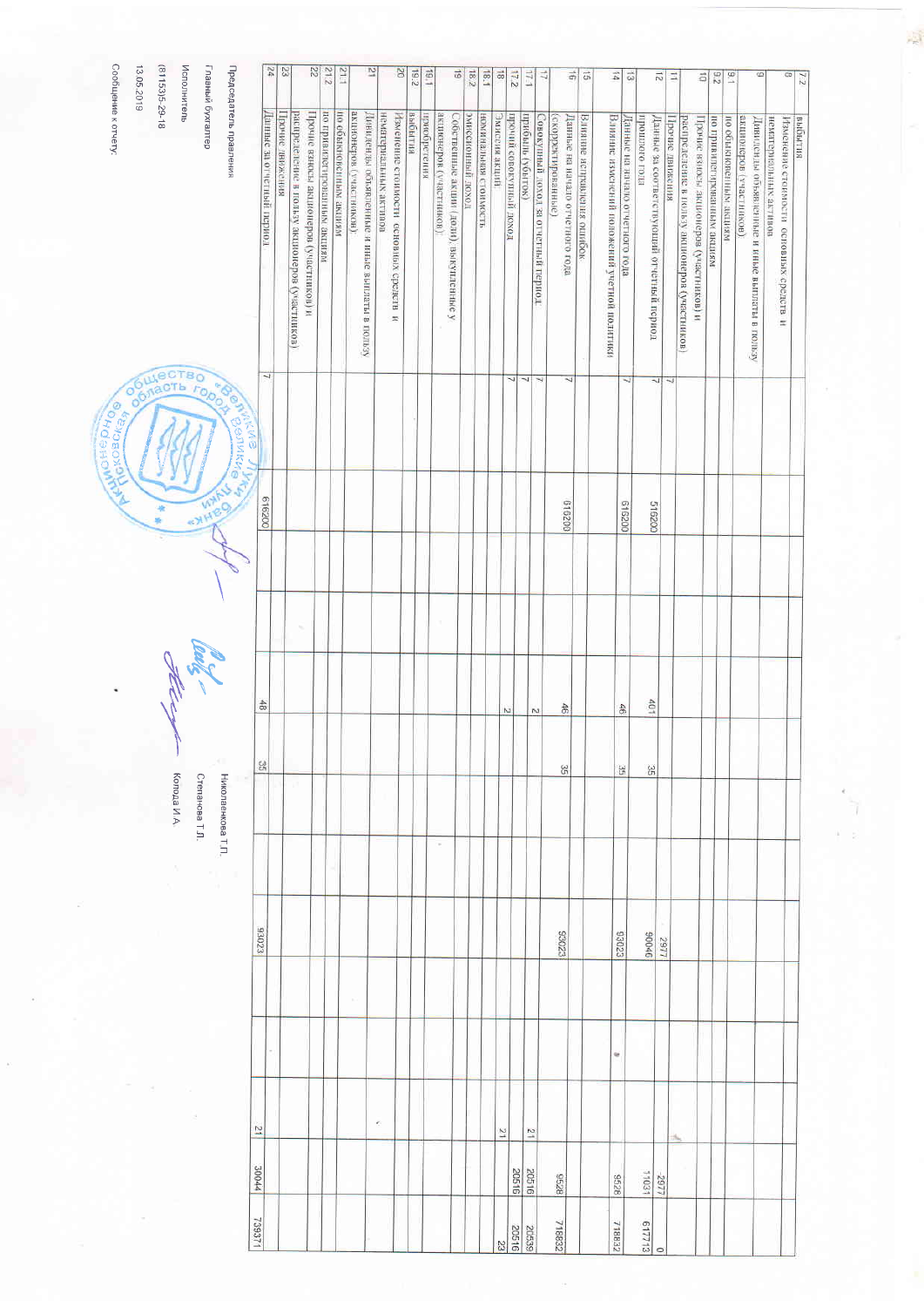| | | | | | | | | | | | | | | | |
|---|---|---|---|---|---|---|---|---|---|---|---|---|---|---|---|
| 7.2 | выбытия | | | | | | | | | | | | | | |
| 8 | Изменение стоимости основных средств и нематериальных активов | | | | | | | | | | | | | | |
| 9 | Дивиденды объявленные и иные выплаты в пользу акционеров (участников) | | | | | | | | | | | | | | |
| 9.1 | по обыкновенным акциям | | | | | | | | | | | | | | |
| 9.2 | по привилегированным акциям | | | | | | | | | | | | | | |
| 10 | Прочие взносы акционеров (участников) и распределение в пользу акционеров (участников) | | | | | | | | | | | | | | |
| 11 | Прочие движения | 7 | | | | | | | | 2977 | | | | 2977 | 0 |
| 12 | Данные за соответствующий отчетный период прошлого года | 7 | 616200 | | | 401 | 35 | | | 90046 | | | | 11031 | 717713 |
| 13 | Данные на начало отчетного года | 7 | 616200 | | | 46 | 35 | | | 93023 | | | | 9528 | 718832 |
| 14 | Влияние изменений положений учетной политики | | | | | | | | | | | | | | |
| 15 | Влияние исправления ошибок | | | | | | | | | | | | | | |
| 16 | Данные на начало отчетного года (скорректированные) | 7 | 616200 | | | 46 | 35 | | | 93023 | | | | 9528 | 718832 |
| 17 | Совокупный доход за отчетный период: | 7 | | | | 2 | | | | | | | 21 | 20516 | 20539 |
| 17.1 | прибыль (убыток) | 7 | | | | | | | | | | | | 20516 | 20516 |
| 17.2 | прочий совокупный доход | 7 | | | | 2 | | | | | | | 21 | | 23 |
| 18 | Эмиссия акций: | | | | | | | | | | | | | | |
| 18.1 | номинальная стоимость | | | | | | | | | | | | | | |
| 18.2 | эмиссионный доход | | | | | | | | | | | | | | |
| 19 | Собственные акции (доли), выкупленные у акционеров (участников): | | | | | | | | | | | | | | |
| 19.1 | приобретения | | | | | | | | | | | | | | |
| 19.2 | выбытия | | | | | | | | | | | | | | |
| 20 | Изменение стоимости основных средств и нематериальных активов | | | | | | | | | | | | | | |
| 21 | Дивиденды объявленные и иные выплаты в пользу акционеров (участников): | | | | | | | | | | | | | | |
| 21.1 | по обыкновенным акциям | | | | | | | | | | | | | | |
| 21.2 | по привилегированным акциям | | | | | | | | | | | | | | |
| 22 | Прочие взносы акционеров (участников) и распределение в пользу акционеров (участников) | | | | | | | | | | | | | | |
| 23 | Прочие движения | | | | | | | | | | | | | | |
| 24 | Данные за отчетный период | 7 | 616200 | | | 48 | 35 | | | 93023 | | | 21 | 30044 | 739371 |

Председатель правления — Николаенкова Т.П.

Главный бухгалтер — Степанова Т.Л.

Исполнитель — Колода И.А.

(81153)5-29-18

13.05.2019

Сообщение к отчету: